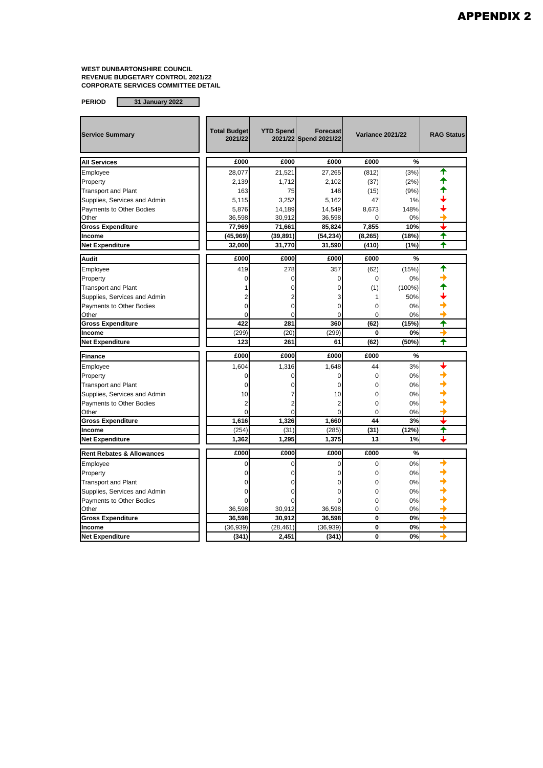# APPENDIX 2

**WEST DUNBARTONSHIRE COUNCIL**
**REVENUE BUDGETARY CONTROL 2021/22**
**CORPORATE SERVICES COMMITTEE DETAIL**

**PERIOD** 31 January 2022

| Service Summary | Total Budget 2021/22 | YTD Spend 2021/22 | Forecast Spend 2021/22 | Variance 2021/22 | | RAG Status |
|---|---|---|---|---|---|---|
| **All Services** | **£000** | **£000** | **£000** | **£000** | **%** | |
| Employee | 28,077 | 21,521 | 27,265 | (812) | (3%) | ↑ |
| Property | 2,139 | 1,712 | 2,102 | (37) | (2%) | ↑ |
| Transport and Plant | 163 | 75 | 148 | (15) | (9%) | ↑ |
| Supplies, Services and Admin | 5,115 | 3,252 | 5,162 | 47 | 1% | ↓ |
| Payments to Other Bodies | 5,876 | 14,189 | 14,549 | 8,673 | 148% | ↓ |
| Other | 36,598 | 30,912 | 36,598 | 0 | 0% | → |
| **Gross Expenditure** | **77,969** | **71,661** | **85,824** | **7,855** | **10%** | ↓ |
| **Income** | **(45,969)** | **(39,891)** | **(54,234)** | **(8,265)** | **(18%)** | ↑ |
| **Net Expenditure** | **32,000** | **31,770** | **31,590** | **(410)** | **(1%)** | ↑ |
| **Audit** | **£000** | **£000** | **£000** | **£000** | **%** | |
| Employee | 419 | 278 | 357 | (62) | (15%) | ↑ |
| Property | 0 | 0 | 0 | 0 | 0% | → |
| Transport and Plant | 1 | 0 | 0 | (1) | (100%) | ↑ |
| Supplies, Services and Admin | 2 | 2 | 3 | 1 | 50% | ↓ |
| Payments to Other Bodies | 0 | 0 | 0 | 0 | 0% | → |
| Other | 0 | 0 | 0 | 0 | 0% | → |
| **Gross Expenditure** | **422** | **281** | **360** | **(62)** | **(15%)** | ↑ |
| **Income** | (299) | (20) | (299) | **0** | **0%** | → |
| **Net Expenditure** | **123** | **261** | **61** | **(62)** | **(50%)** | ↑ |
| **Finance** | **£000** | **£000** | **£000** | **£000** | **%** | |
| Employee | 1,604 | 1,316 | 1,648 | 44 | 3% | ↓ |
| Property | 0 | 0 | 0 | 0 | 0% | → |
| Transport and Plant | 0 | 0 | 0 | 0 | 0% | → |
| Supplies, Services and Admin | 10 | 7 | 10 | 0 | 0% | → |
| Payments to Other Bodies | 2 | 2 | 2 | 0 | 0% | → |
| Other | 0 | 0 | 0 | 0 | 0% | → |
| **Gross Expenditure** | **1,616** | **1,326** | **1,660** | **44** | **3%** | ↓ |
| **Income** | (254) | (31) | (285) | **(31)** | **(12%)** | ↑ |
| **Net Expenditure** | **1,362** | **1,295** | **1,375** | **13** | **1%** | ↓ |
| **Rent Rebates & Allowances** | **£000** | **£000** | **£000** | **£000** | **%** | |
| Employee | 0 | 0 | 0 | 0 | 0% | → |
| Property | 0 | 0 | 0 | 0 | 0% | → |
| Transport and Plant | 0 | 0 | 0 | 0 | 0% | → |
| Supplies, Services and Admin | 0 | 0 | 0 | 0 | 0% | → |
| Payments to Other Bodies | 0 | 0 | 0 | 0 | 0% | → |
| Other | 36,598 | 30,912 | 36,598 | 0 | 0% | → |
| **Gross Expenditure** | **36,598** | **30,912** | **36,598** | **0** | **0%** | → |
| **Income** | (36,939) | (28,461) | (36,939) | **0** | **0%** | → |
| **Net Expenditure** | **(341)** | **2,451** | **(341)** | **0** | **0%** | → |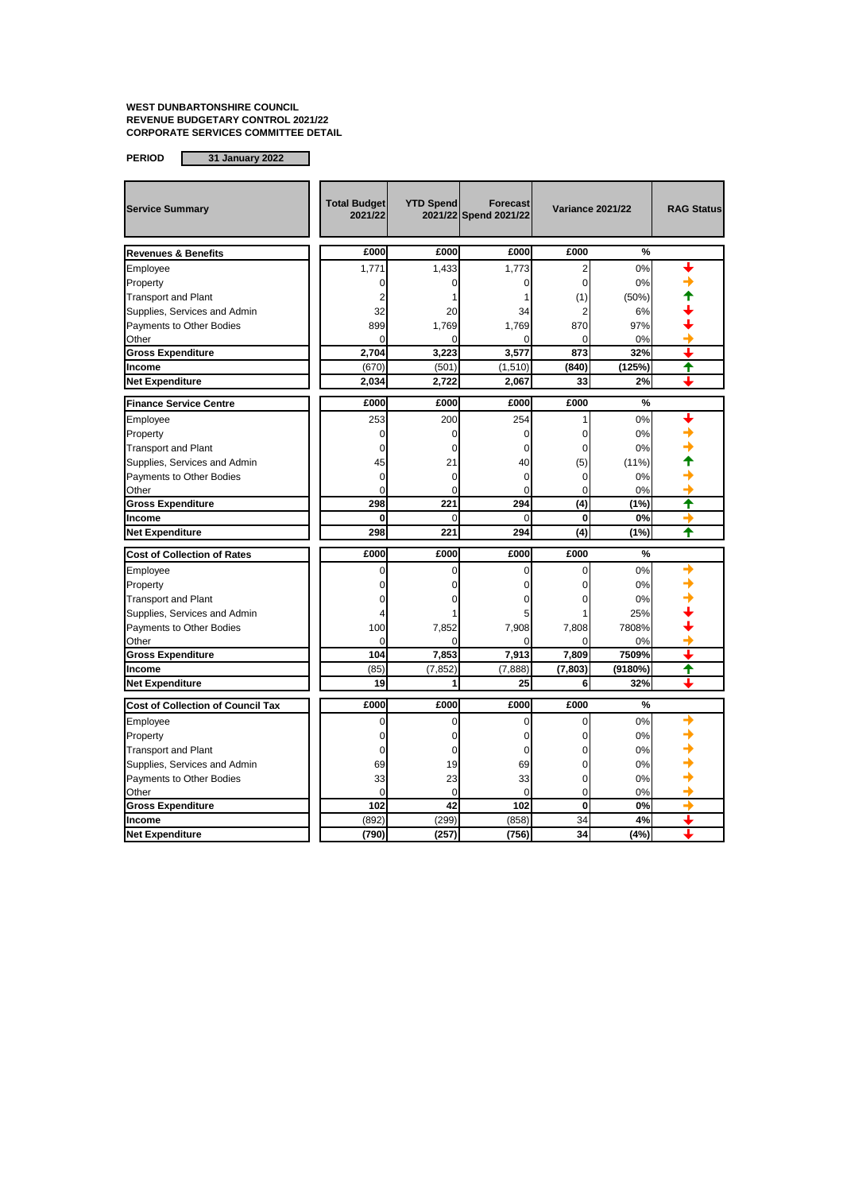**WEST DUNBARTONSHIRE COUNCIL**
**REVENUE BUDGETARY CONTROL 2021/22**
**CORPORATE SERVICES COMMITTEE DETAIL**

**PERIOD** | **31 January 2022**

| Service Summary | Total Budget 2021/22 | YTD Spend 2021/22 | Forecast Spend 2021/22 | Variance 2021/22 | | RAG Status |
|---|---|---|---|---|---|---|
| **Revenues & Benefits** | **£000** | **£000** | **£000** | **£000** | **%** | |
| Employee | 1,771 | 1,433 | 1,773 | 2 | 0% | ↓ |
| Property | 0 | 0 | 0 | 0 | 0% | → |
| Transport and Plant | 2 | 1 | 1 | (1) | (50%) | ↑ |
| Supplies, Services and Admin | 32 | 20 | 34 | 2 | 6% | ↓ |
| Payments to Other Bodies | 899 | 1,769 | 1,769 | 870 | 97% | ↓ |
| Other | 0 | 0 | 0 | 0 | 0% | → |
| **Gross Expenditure** | **2,704** | **3,223** | **3,577** | **873** | **32%** | ↓ |
| **Income** | (670) | (501) | (1,510) | **(840)** | **(125%)** | ↑ |
| **Net Expenditure** | **2,034** | **2,722** | **2,067** | **33** | **2%** | ↓ |
| **Finance Service Centre** | **£000** | **£000** | **£000** | **£000** | **%** | |
| Employee | 253 | 200 | 254 | 1 | 0% | ↓ |
| Property | 0 | 0 | 0 | 0 | 0% | → |
| Transport and Plant | 0 | 0 | 0 | 0 | 0% | → |
| Supplies, Services and Admin | 45 | 21 | 40 | (5) | (11%) | ↑ |
| Payments to Other Bodies | 0 | 0 | 0 | 0 | 0% | → |
| Other | 0 | 0 | 0 | 0 | 0% | → |
| **Gross Expenditure** | **298** | **221** | **294** | **(4)** | **(1%)** | ↑ |
| **Income** | **0** | 0 | 0 | **0** | **0%** | → |
| **Net Expenditure** | **298** | **221** | **294** | **(4)** | **(1%)** | ↑ |
| **Cost of Collection of Rates** | **£000** | **£000** | **£000** | **£000** | **%** | |
| Employee | 0 | 0 | 0 | 0 | 0% | → |
| Property | 0 | 0 | 0 | 0 | 0% | → |
| Transport and Plant | 0 | 0 | 0 | 0 | 0% | → |
| Supplies, Services and Admin | 4 | 1 | 5 | 1 | 25% | ↓ |
| Payments to Other Bodies | 100 | 7,852 | 7,908 | 7,808 | 7808% | ↓ |
| Other | 0 | 0 | 0 | 0 | 0% | → |
| **Gross Expenditure** | **104** | **7,853** | **7,913** | **7,809** | **7509%** | ↓ |
| **Income** | (85) | (7,852) | (7,888) | **(7,803)** | **(9180%)** | ↑ |
| **Net Expenditure** | **19** | **1** | **25** | **6** | **32%** | ↓ |
| **Cost of Collection of Council Tax** | **£000** | **£000** | **£000** | **£000** | **%** | |
| Employee | 0 | 0 | 0 | 0 | 0% | → |
| Property | 0 | 0 | 0 | 0 | 0% | → |
| Transport and Plant | 0 | 0 | 0 | 0 | 0% | → |
| Supplies, Services and Admin | 69 | 19 | 69 | 0 | 0% | → |
| Payments to Other Bodies | 33 | 23 | 33 | 0 | 0% | → |
| Other | 0 | 0 | 0 | 0 | 0% | → |
| **Gross Expenditure** | **102** | **42** | **102** | **0** | **0%** | → |
| **Income** | (892) | (299) | (858) | 34 | **4%** | ↓ |
| **Net Expenditure** | **(790)** | **(257)** | **(756)** | **34** | **(4%)** | ↓ |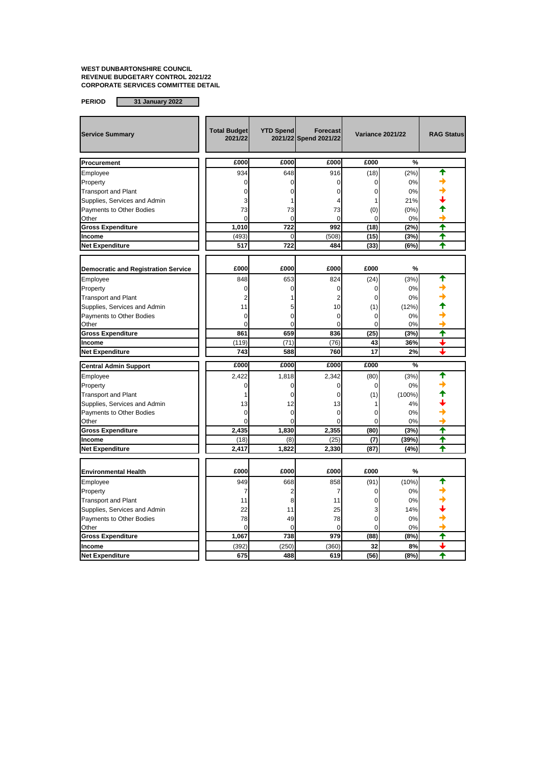**WEST DUNBARTONSHIRE COUNCIL**
**REVENUE BUDGETARY CONTROL 2021/22**
**CORPORATE SERVICES COMMITTEE DETAIL**

**PERIOD** 31 January 2022

| Service Summary | Total Budget 2021/22 | YTD Spend 2021/22 | Forecast Spend 2021/22 | Variance 2021/22 | | RAG Status |
|---|---|---|---|---|---|---|
| **Procurement** | **£000** | **£000** | **£000** | **£000** | **%** | |
| Employee | 934 | 648 | 916 | (18) | (2%) | ↑ |
| Property | 0 | 0 | 0 | 0 | 0% | → |
| Transport and Plant | 0 | 0 | 0 | 0 | 0% | → |
| Supplies, Services and Admin | 3 | 1 | 4 | 1 | 21% | ↓ |
| Payments to Other Bodies | 73 | 73 | 73 | (0) | (0%) | ↑ |
| Other | 0 | 0 | 0 | 0 | 0% | → |
| **Gross Expenditure** | **1,010** | **722** | **992** | **(18)** | **(2%)** | ↑ |
| **Income** | **(493)** | **0** | **(508)** | **(15)** | **(3%)** | ↑ |
| **Net Expenditure** | **517** | **722** | **484** | **(33)** | **(6%)** | ↑ |
| **Democratic and Registration Service** | **£000** | **£000** | **£000** | **£000** | **%** | |
| Employee | 848 | 653 | 824 | (24) | (3%) | ↑ |
| Property | 0 | 0 | 0 | 0 | 0% | → |
| Transport and Plant | 2 | 1 | 2 | 0 | 0% | → |
| Supplies, Services and Admin | 11 | 5 | 10 | (1) | (12%) | ↑ |
| Payments to Other Bodies | 0 | 0 | 0 | 0 | 0% | → |
| Other | 0 | 0 | 0 | 0 | 0% | → |
| **Gross Expenditure** | **861** | **659** | **836** | **(25)** | **(3%)** | ↑ |
| **Income** | **(119)** | **(71)** | **(76)** | **43** | **36%** | ↓ |
| **Net Expenditure** | **743** | **588** | **760** | **17** | **2%** | ↓ |
| **Central Admin Support** | **£000** | **£000** | **£000** | **£000** | **%** | |
| Employee | 2,422 | 1,818 | 2,342 | (80) | (3%) | ↑ |
| Property | 0 | 0 | 0 | 0 | 0% | → |
| Transport and Plant | 1 | 0 | 0 | (1) | (100%) | ↑ |
| Supplies, Services and Admin | 13 | 12 | 13 | 1 | 4% | ↓ |
| Payments to Other Bodies | 0 | 0 | 0 | 0 | 0% | → |
| Other | 0 | 0 | 0 | 0 | 0% | → |
| **Gross Expenditure** | **2,435** | **1,830** | **2,355** | **(80)** | **(3%)** | ↑ |
| **Income** | **(18)** | **(8)** | **(25)** | **(7)** | **(39%)** | ↑ |
| **Net Expenditure** | **2,417** | **1,822** | **2,330** | **(87)** | **(4%)** | ↑ |
| **Environmental Health** | **£000** | **£000** | **£000** | **£000** | **%** | |
| Employee | 949 | 668 | 858 | (91) | (10%) | ↑ |
| Property | 7 | 2 | 7 | 0 | 0% | → |
| Transport and Plant | 11 | 8 | 11 | 0 | 0% | → |
| Supplies, Services and Admin | 22 | 11 | 25 | 3 | 14% | ↓ |
| Payments to Other Bodies | 78 | 49 | 78 | 0 | 0% | → |
| Other | 0 | 0 | 0 | 0 | 0% | → |
| **Gross Expenditure** | **1,067** | **738** | **979** | **(88)** | **(8%)** | ↑ |
| **Income** | **(392)** | **(250)** | **(360)** | **32** | **8%** | ↓ |
| **Net Expenditure** | **675** | **488** | **619** | **(56)** | **(8%)** | ↑ |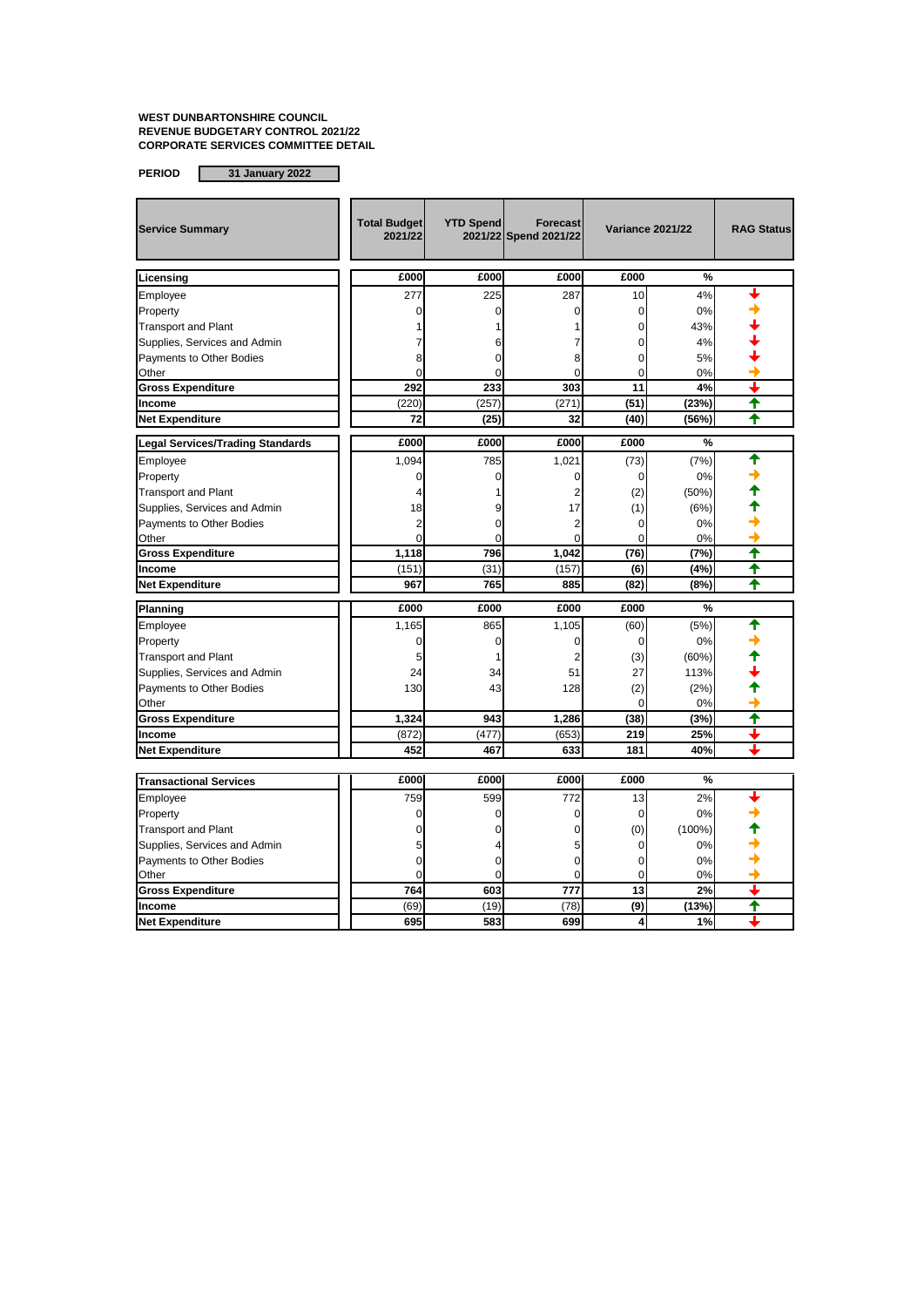**WEST DUNBARTONSHIRE COUNCIL**
**REVENUE BUDGETARY CONTROL 2021/22**
**CORPORATE SERVICES COMMITTEE DETAIL**

**PERIOD** 31 January 2022

| Service Summary | Total Budget 2021/22 | YTD Spend 2021/22 | Forecast Spend 2021/22 | Variance 2021/22 | | RAG Status |
|---|---|---|---|---|---|---|
| **Licensing** | **£000** | **£000** | **£000** | **£000** | **%** | |
| Employee | 277 | 225 | 287 | 10 | 4% | ↓ |
| Property | 0 | 0 | 0 | 0 | 0% | → |
| Transport and Plant | 1 | 1 | 1 | 0 | 43% | ↓ |
| Supplies, Services and Admin | 7 | 6 | 7 | 0 | 4% | ↓ |
| Payments to Other Bodies | 8 | 0 | 8 | 0 | 5% | ↓ |
| Other | 0 | 0 | 0 | 0 | 0% | → |
| **Gross Expenditure** | **292** | **233** | **303** | **11** | **4%** | ↓ |
| **Income** | **(220)** | **(257)** | **(271)** | **(51)** | **(23%)** | ↑ |
| **Net Expenditure** | **72** | **(25)** | **32** | **(40)** | **(56%)** | ↑ |
| **Legal Services/Trading Standards** | **£000** | **£000** | **£000** | **£000** | **%** | |
| Employee | 1,094 | 785 | 1,021 | (73) | (7%) | ↑ |
| Property | 0 | 0 | 0 | 0 | 0% | → |
| Transport and Plant | 4 | 1 | 2 | (2) | (50%) | ↑ |
| Supplies, Services and Admin | 18 | 9 | 17 | (1) | (6%) | ↑ |
| Payments to Other Bodies | 2 | 0 | 2 | 0 | 0% | → |
| Other | 0 | 0 | 0 | 0 | 0% | → |
| **Gross Expenditure** | **1,118** | **796** | **1,042** | **(76)** | **(7%)** | ↑ |
| **Income** | **(151)** | **(31)** | **(157)** | **(6)** | **(4%)** | ↑ |
| **Net Expenditure** | **967** | **765** | **885** | **(82)** | **(8%)** | ↑ |
| **Planning** | **£000** | **£000** | **£000** | **£000** | **%** | |
| Employee | 1,165 | 865 | 1,105 | (60) | (5%) | ↑ |
| Property | 0 | 0 | 0 | 0 | 0% | → |
| Transport and Plant | 5 | 1 | 2 | (3) | (60%) | ↑ |
| Supplies, Services and Admin | 24 | 34 | 51 | 27 | 113% | ↓ |
| Payments to Other Bodies | 130 | 43 | 128 | (2) | (2%) | ↑ |
| Other | | | | 0 | 0% | → |
| **Gross Expenditure** | **1,324** | **943** | **1,286** | **(38)** | **(3%)** | ↑ |
| **Income** | **(872)** | **(477)** | **(653)** | **219** | **25%** | ↓ |
| **Net Expenditure** | **452** | **467** | **633** | **181** | **40%** | ↓ |
| **Transactional Services** | **£000** | **£000** | **£000** | **£000** | **%** | |
| Employee | 759 | 599 | 772 | 13 | 2% | ↓ |
| Property | 0 | 0 | 0 | 0 | 0% | → |
| Transport and Plant | 0 | 0 | 0 | (0) | (100%) | ↑ |
| Supplies, Services and Admin | 5 | 4 | 5 | 0 | 0% | → |
| Payments to Other Bodies | 0 | 0 | 0 | 0 | 0% | → |
| Other | 0 | 0 | 0 | 0 | 0% | → |
| **Gross Expenditure** | **764** | **603** | **777** | **13** | **2%** | ↓ |
| **Income** | **(69)** | **(19)** | **(78)** | **(9)** | **(13%)** | ↑ |
| **Net Expenditure** | **695** | **583** | **699** | **4** | **1%** | ↓ |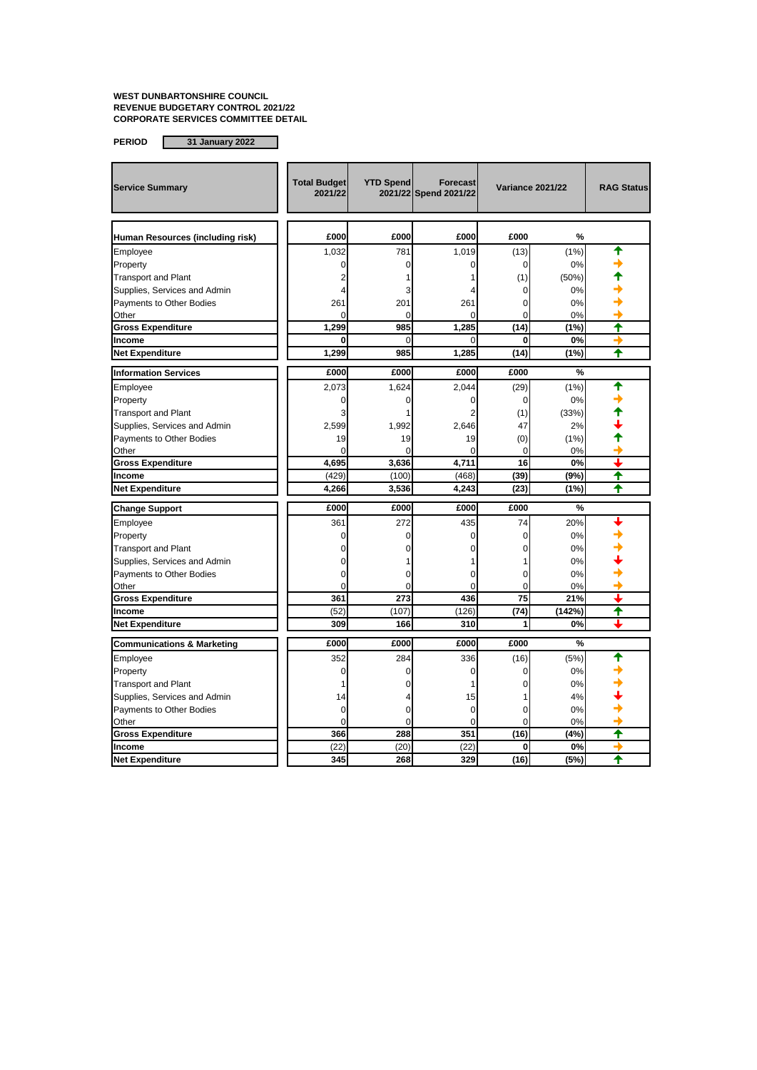**WEST DUNBARTONSHIRE COUNCIL**
**REVENUE BUDGETARY CONTROL 2021/22**
**CORPORATE SERVICES COMMITTEE DETAIL**

**PERIOD** 31 January 2022

| Service Summary | Total Budget 2021/22 | YTD Spend 2021/22 | Forecast Spend 2021/22 | Variance 2021/22 | | RAG Status |
|---|---|---|---|---|---|---|
| **Human Resources (including risk)** | **£000** | **£000** | **£000** | **£000** | **%** | |
| Employee | 1,032 | 781 | 1,019 | (13) | (1%) | ↑ |
| Property | 0 | 0 | 0 | 0 | 0% | → |
| Transport and Plant | 2 | 1 | 1 | (1) | (50%) | ↑ |
| Supplies, Services and Admin | 4 | 3 | 4 | 0 | 0% | → |
| Payments to Other Bodies | 261 | 201 | 261 | 0 | 0% | → |
| Other | 0 | 0 | 0 | 0 | 0% | → |
| **Gross Expenditure** | **1,299** | **985** | **1,285** | **(14)** | **(1%)** | ↑ |
| **Income** | **0** | 0 | 0 | **0** | **0%** | → |
| **Net Expenditure** | **1,299** | **985** | **1,285** | **(14)** | **(1%)** | ↑ |
| **Information Services** | **£000** | **£000** | **£000** | **£000** | **%** | |
| Employee | 2,073 | 1,624 | 2,044 | (29) | (1%) | ↑ |
| Property | 0 | 0 | 0 | 0 | 0% | → |
| Transport and Plant | 3 | 1 | 2 | (1) | (33%) | ↑ |
| Supplies, Services and Admin | 2,599 | 1,992 | 2,646 | 47 | 2% | ↓ |
| Payments to Other Bodies | 19 | 19 | 19 | (0) | (1%) | ↑ |
| Other | 0 | 0 | 0 | 0 | 0% | → |
| **Gross Expenditure** | **4,695** | **3,636** | **4,711** | **16** | **0%** | ↓ |
| **Income** | (429) | (100) | (468) | **(39)** | **(9%)** | ↑ |
| **Net Expenditure** | **4,266** | **3,536** | **4,243** | **(23)** | **(1%)** | ↑ |
| **Change Support** | **£000** | **£000** | **£000** | **£000** | **%** | |
| Employee | 361 | 272 | 435 | 74 | 20% | ↓ |
| Property | 0 | 0 | 0 | 0 | 0% | → |
| Transport and Plant | 0 | 0 | 0 | 0 | 0% | → |
| Supplies, Services and Admin | 0 | 1 | 1 | 1 | 0% | ↓ |
| Payments to Other Bodies | 0 | 0 | 0 | 0 | 0% | → |
| Other | 0 | 0 | 0 | 0 | 0% | → |
| **Gross Expenditure** | **361** | **273** | **436** | **75** | **21%** | ↓ |
| **Income** | (52) | (107) | (126) | **(74)** | **(142%)** | ↑ |
| **Net Expenditure** | **309** | **166** | **310** | **1** | **0%** | ↓ |
| **Communications & Marketing** | **£000** | **£000** | **£000** | **£000** | **%** | |
| Employee | 352 | 284 | 336 | (16) | (5%) | ↑ |
| Property | 0 | 0 | 0 | 0 | 0% | → |
| Transport and Plant | 1 | 0 | 1 | 0 | 0% | → |
| Supplies, Services and Admin | 14 | 4 | 15 | 1 | 4% | ↓ |
| Payments to Other Bodies | 0 | 0 | 0 | 0 | 0% | → |
| Other | 0 | 0 | 0 | 0 | 0% | → |
| **Gross Expenditure** | **366** | **288** | **351** | **(16)** | **(4%)** | ↑ |
| **Income** | (22) | (20) | (22) | **0** | **0%** | → |
| **Net Expenditure** | **345** | **268** | **329** | **(16)** | **(5%)** | ↑ |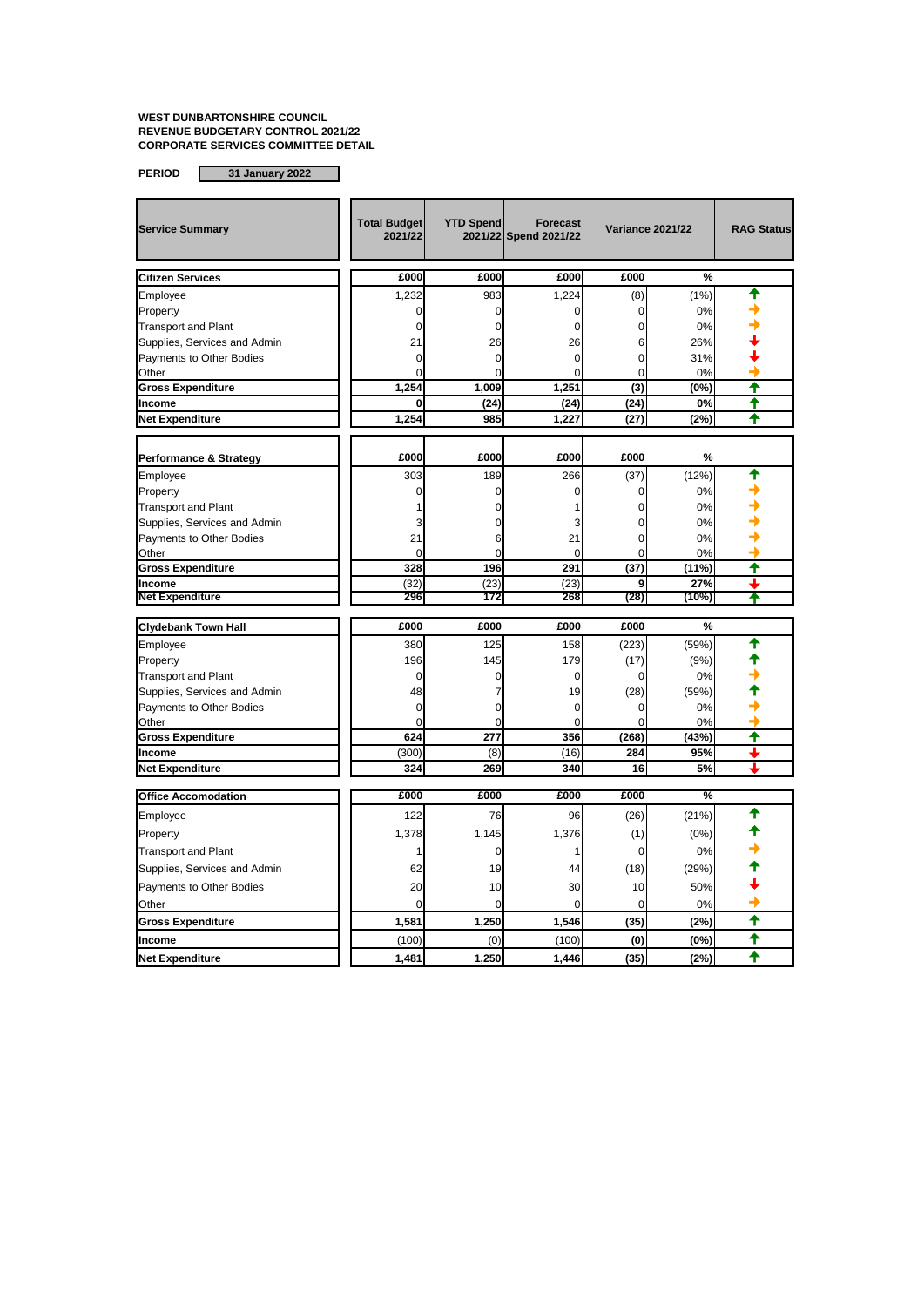**WEST DUNBARTONSHIRE COUNCIL**
**REVENUE BUDGETARY CONTROL 2021/22**
**CORPORATE SERVICES COMMITTEE DETAIL**

**PERIOD** 31 January 2022

| Service Summary | Total Budget 2021/22 | YTD Spend 2021/22 | Forecast Spend 2021/22 | Variance 2021/22 | | RAG Status |
|---|---|---|---|---|---|---|
| **Citizen Services** | £000 | £000 | £000 | £000 | % | |
| Employee | 1,232 | 983 | 1,224 | (8) | (1%) | ↑ |
| Property | 0 | 0 | 0 | 0 | 0% | → |
| Transport and Plant | 0 | 0 | 0 | 0 | 0% | → |
| Supplies, Services and Admin | 21 | 26 | 26 | 6 | 26% | ↓ |
| Payments to Other Bodies | 0 | 0 | 0 | 0 | 31% | ↓ |
| Other | 0 | 0 | 0 | 0 | 0% | → |
| **Gross Expenditure** | **1,254** | **1,009** | **1,251** | **(3)** | **(0%)** | ↑ |
| **Income** | **0** | **(24)** | **(24)** | **(24)** | **0%** | ↑ |
| **Net Expenditure** | **1,254** | **985** | **1,227** | **(27)** | **(2%)** | ↑ |
| **Performance & Strategy** | £000 | £000 | £000 | £000 | % | |
| Employee | 303 | 189 | 266 | (37) | (12%) | ↑ |
| Property | 0 | 0 | 0 | 0 | 0% | → |
| Transport and Plant | 1 | 0 | 1 | 0 | 0% | → |
| Supplies, Services and Admin | 3 | 0 | 3 | 0 | 0% | → |
| Payments to Other Bodies | 21 | 6 | 21 | 0 | 0% | → |
| Other | 0 | 0 | 0 | 0 | 0% | → |
| **Gross Expenditure** | **328** | **196** | **291** | **(37)** | **(11%)** | ↑ |
| **Income** | (32) | (23) | (23) | **9** | **27%** | ↓ |
| **Net Expenditure** | **296** | **172** | **268** | **(28)** | **(10%)** | ↑ |
| **Clydebank Town Hall** | £000 | £000 | £000 | £000 | % | |
| Employee | 380 | 125 | 158 | (223) | (59%) | ↑ |
| Property | 196 | 145 | 179 | (17) | (9%) | ↑ |
| Transport and Plant | 0 | 0 | 0 | 0 | 0% | → |
| Supplies, Services and Admin | 48 | 7 | 19 | (28) | (59%) | ↑ |
| Payments to Other Bodies | 0 | 0 | 0 | 0 | 0% | → |
| Other | 0 | 0 | 0 | 0 | 0% | → |
| **Gross Expenditure** | **624** | **277** | **356** | **(268)** | **(43%)** | ↑ |
| **Income** | (300) | (8) | (16) | **284** | **95%** | ↓ |
| **Net Expenditure** | **324** | **269** | **340** | **16** | **5%** | ↓ |
| **Office Accomodation** | £000 | £000 | £000 | £000 | % | |
| Employee | 122 | 76 | 96 | (26) | (21%) | ↑ |
| Property | 1,378 | 1,145 | 1,376 | (1) | (0%) | ↑ |
| Transport and Plant | 1 | 0 | 1 | 0 | 0% | → |
| Supplies, Services and Admin | 62 | 19 | 44 | (18) | (29%) | ↑ |
| Payments to Other Bodies | 20 | 10 | 30 | 10 | 50% | ↓ |
| Other | 0 | 0 | 0 | 0 | 0% | → |
| **Gross Expenditure** | **1,581** | **1,250** | **1,546** | **(35)** | **(2%)** | ↑ |
| **Income** | (100) | (0) | (100) | **(0)** | **(0%)** | ↑ |
| **Net Expenditure** | **1,481** | **1,250** | **1,446** | **(35)** | **(2%)** | ↑ |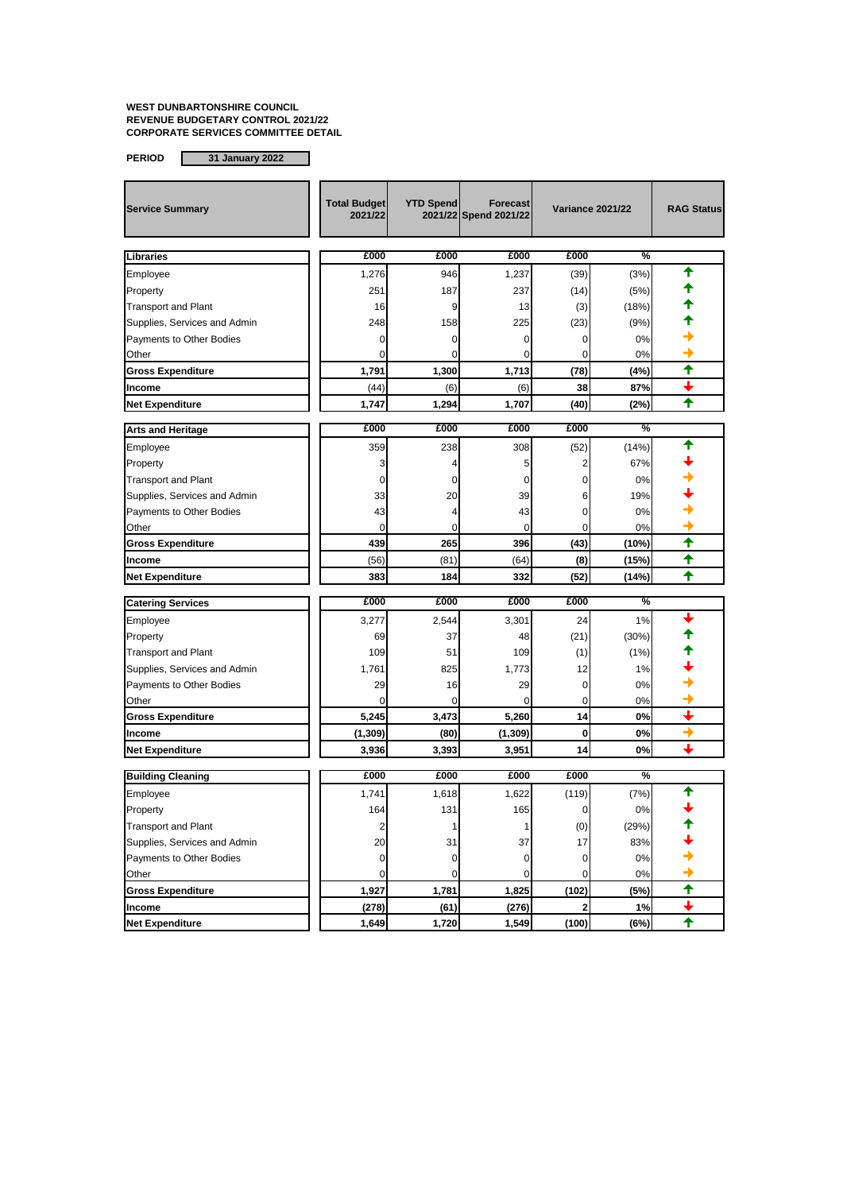**WEST DUNBARTONSHIRE COUNCIL**
**REVENUE BUDGETARY CONTROL 2021/22**
**CORPORATE SERVICES COMMITTEE DETAIL**

**PERIOD** 31 January 2022

| Service Summary | Total Budget 2021/22 | YTD Spend 2021/22 | Forecast Spend 2021/22 | Variance 2021/22 | | RAG Status |
|---|---|---|---|---|---|---|
| **Libraries** | £000 | £000 | £000 | £000 | % | |
| Employee | 1,276 | 946 | 1,237 | (39) | (3%) | ↑ |
| Property | 251 | 187 | 237 | (14) | (5%) | ↑ |
| Transport and Plant | 16 | 9 | 13 | (3) | (18%) | ↑ |
| Supplies, Services and Admin | 248 | 158 | 225 | (23) | (9%) | ↑ |
| Payments to Other Bodies | 0 | 0 | 0 | 0 | 0% | → |
| Other | 0 | 0 | 0 | 0 | 0% | → |
| **Gross Expenditure** | **1,791** | **1,300** | **1,713** | **(78)** | **(4%)** | ↑ |
| **Income** | (44) | (6) | (6) | **38** | **87%** | ↓ |
| **Net Expenditure** | **1,747** | **1,294** | **1,707** | **(40)** | **(2%)** | ↑ |
| **Arts and Heritage** | £000 | £000 | £000 | £000 | % | |
| Employee | 359 | 238 | 308 | (52) | (14%) | ↑ |
| Property | 3 | 4 | 5 | 2 | 67% | ↓ |
| Transport and Plant | 0 | 0 | 0 | 0 | 0% | → |
| Supplies, Services and Admin | 33 | 20 | 39 | 6 | 19% | ↓ |
| Payments to Other Bodies | 43 | 4 | 43 | 0 | 0% | → |
| Other | 0 | 0 | 0 | 0 | 0% | → |
| **Gross Expenditure** | **439** | **265** | **396** | **(43)** | **(10%)** | ↑ |
| **Income** | (56) | (81) | (64) | **(8)** | **(15%)** | ↑ |
| **Net Expenditure** | **383** | **184** | **332** | **(52)** | **(14%)** | ↑ |
| **Catering Services** | £000 | £000 | £000 | £000 | % | |
| Employee | 3,277 | 2,544 | 3,301 | 24 | 1% | ↓ |
| Property | 69 | 37 | 48 | (21) | (30%) | ↑ |
| Transport and Plant | 109 | 51 | 109 | (1) | (1%) | ↑ |
| Supplies, Services and Admin | 1,761 | 825 | 1,773 | 12 | 1% | ↓ |
| Payments to Other Bodies | 29 | 16 | 29 | 0 | 0% | → |
| Other | 0 | 0 | 0 | 0 | 0% | → |
| **Gross Expenditure** | **5,245** | **3,473** | **5,260** | **14** | **0%** | ↓ |
| **Income** | **(1,309)** | **(80)** | **(1,309)** | **0** | **0%** | → |
| **Net Expenditure** | **3,936** | **3,393** | **3,951** | **14** | **0%** | ↓ |
| **Building Cleaning** | £000 | £000 | £000 | £000 | % | |
| Employee | 1,741 | 1,618 | 1,622 | (119) | (7%) | ↑ |
| Property | 164 | 131 | 165 | 0 | 0% | ↓ |
| Transport and Plant | 2 | 1 | 1 | (0) | (29%) | ↑ |
| Supplies, Services and Admin | 20 | 31 | 37 | 17 | 83% | ↓ |
| Payments to Other Bodies | 0 | 0 | 0 | 0 | 0% | → |
| Other | 0 | 0 | 0 | 0 | 0% | → |
| **Gross Expenditure** | **1,927** | **1,781** | **1,825** | **(102)** | **(5%)** | ↑ |
| **Income** | **(278)** | **(61)** | **(276)** | **2** | **1%** | ↓ |
| **Net Expenditure** | **1,649** | **1,720** | **1,549** | **(100)** | **(6%)** | ↑ |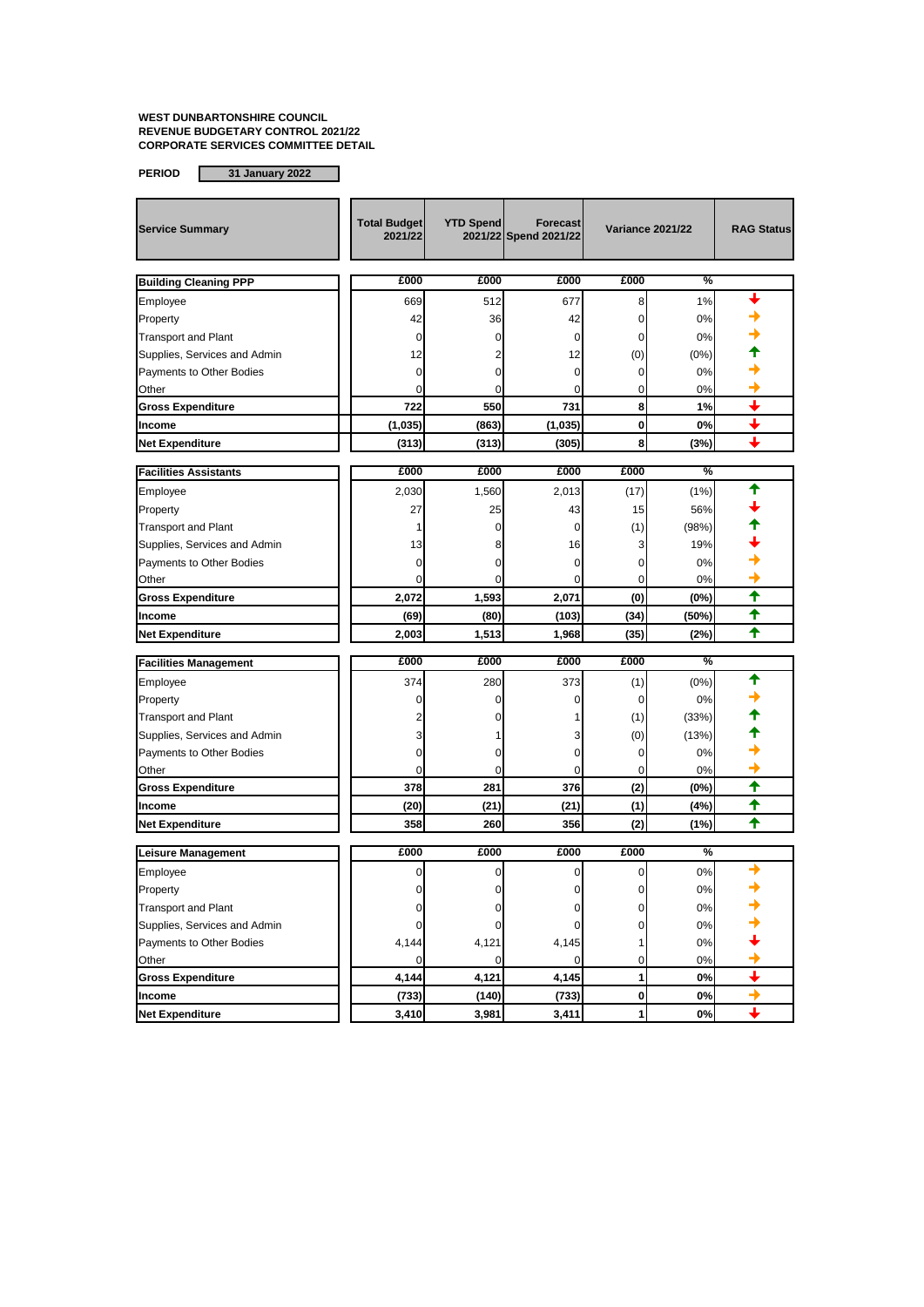**WEST DUNBARTONSHIRE COUNCIL**
**REVENUE BUDGETARY CONTROL 2021/22**
**CORPORATE SERVICES COMMITTEE DETAIL**

**PERIOD** 31 January 2022

| Service Summary | Total Budget 2021/22 | YTD Spend 2021/22 | Forecast Spend 2021/22 | Variance 2021/22 | | RAG Status |
|---|---|---|---|---|---|---|
| **Building Cleaning PPP** | £000 | £000 | £000 | £000 | % | |
| Employee | 669 | 512 | 677 | 8 | 1% | ↓ |
| Property | 42 | 36 | 42 | 0 | 0% | → |
| Transport and Plant | 0 | 0 | 0 | 0 | 0% | → |
| Supplies, Services and Admin | 12 | 2 | 12 | (0) | (0%) | ↑ |
| Payments to Other Bodies | 0 | 0 | 0 | 0 | 0% | → |
| Other | 0 | 0 | 0 | 0 | 0% | → |
| **Gross Expenditure** | **722** | **550** | **731** | **8** | **1%** | ↓ |
| **Income** | **(1,035)** | **(863)** | **(1,035)** | **0** | **0%** | ↓ |
| **Net Expenditure** | **(313)** | **(313)** | **(305)** | **8** | **(3%)** | ↓ |
| **Facilities Assistants** | £000 | £000 | £000 | £000 | % | |
| Employee | 2,030 | 1,560 | 2,013 | (17) | (1%) | ↑ |
| Property | 27 | 25 | 43 | 15 | 56% | ↓ |
| Transport and Plant | 1 | 0 | 0 | (1) | (98%) | ↑ |
| Supplies, Services and Admin | 13 | 8 | 16 | 3 | 19% | ↓ |
| Payments to Other Bodies | 0 | 0 | 0 | 0 | 0% | → |
| Other | 0 | 0 | 0 | 0 | 0% | → |
| **Gross Expenditure** | **2,072** | **1,593** | **2,071** | **(0)** | **(0%)** | ↑ |
| **Income** | **(69)** | **(80)** | **(103)** | **(34)** | **(50%)** | ↑ |
| **Net Expenditure** | **2,003** | **1,513** | **1,968** | **(35)** | **(2%)** | ↑ |
| **Facilities Management** | £000 | £000 | £000 | £000 | % | |
| Employee | 374 | 280 | 373 | (1) | (0%) | ↑ |
| Property | 0 | 0 | 0 | 0 | 0% | → |
| Transport and Plant | 2 | 0 | 1 | (1) | (33%) | ↑ |
| Supplies, Services and Admin | 3 | 1 | 3 | (0) | (13%) | ↑ |
| Payments to Other Bodies | 0 | 0 | 0 | 0 | 0% | → |
| Other | 0 | 0 | 0 | 0 | 0% | → |
| **Gross Expenditure** | **378** | **281** | **376** | **(2)** | **(0%)** | ↑ |
| **Income** | **(20)** | **(21)** | **(21)** | **(1)** | **(4%)** | ↑ |
| **Net Expenditure** | **358** | **260** | **356** | **(2)** | **(1%)** | ↑ |
| **Leisure Management** | £000 | £000 | £000 | £000 | % | |
| Employee | 0 | 0 | 0 | 0 | 0% | → |
| Property | 0 | 0 | 0 | 0 | 0% | → |
| Transport and Plant | 0 | 0 | 0 | 0 | 0% | → |
| Supplies, Services and Admin | 0 | 0 | 0 | 0 | 0% | → |
| Payments to Other Bodies | 4,144 | 4,121 | 4,145 | 1 | 0% | ↓ |
| Other | 0 | 0 | 0 | 0 | 0% | → |
| **Gross Expenditure** | **4,144** | **4,121** | **4,145** | **1** | **0%** | ↓ |
| **Income** | **(733)** | **(140)** | **(733)** | **0** | **0%** | → |
| **Net Expenditure** | **3,410** | **3,981** | **3,411** | **1** | **0%** | ↓ |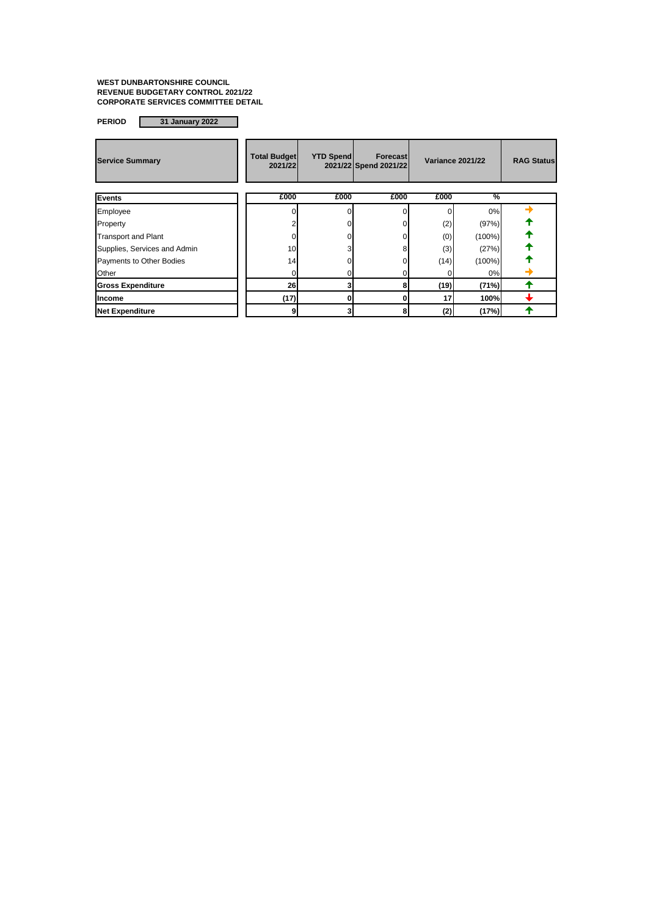**WEST DUNBARTONSHIRE COUNCIL**
**REVENUE BUDGETARY CONTROL 2021/22**
**CORPORATE SERVICES COMMITTEE DETAIL**

**PERIOD** **31 January 2022**

| Service Summary | Total Budget 2021/22 | YTD Spend 2021/22 | Forecast Spend 2021/22 | Variance 2021/22 | | RAG Status |
|---|---|---|---|---|---|---|
| **Events** | £000 | £000 | £000 | £000 | % | |
| Employee | 0 | 0 | 0 | 0 | 0% | → |
| Property | 2 | 0 | 0 | (2) | (97%) | ↑ |
| Transport and Plant | 0 | 0 | 0 | (0) | (100%) | ↑ |
| Supplies, Services and Admin | 10 | 3 | 8 | (3) | (27%) | ↑ |
| Payments to Other Bodies | 14 | 0 | 0 | (14) | (100%) | ↑ |
| Other | 0 | 0 | 0 | 0 | 0% | → |
| **Gross Expenditure** | **26** | **3** | **8** | **(19)** | **(71%)** | ↑ |
| **Income** | **(17)** | **0** | **0** | **17** | **100%** | ↓ |
| **Net Expenditure** | **9** | **3** | **8** | **(2)** | **(17%)** | ↑ |